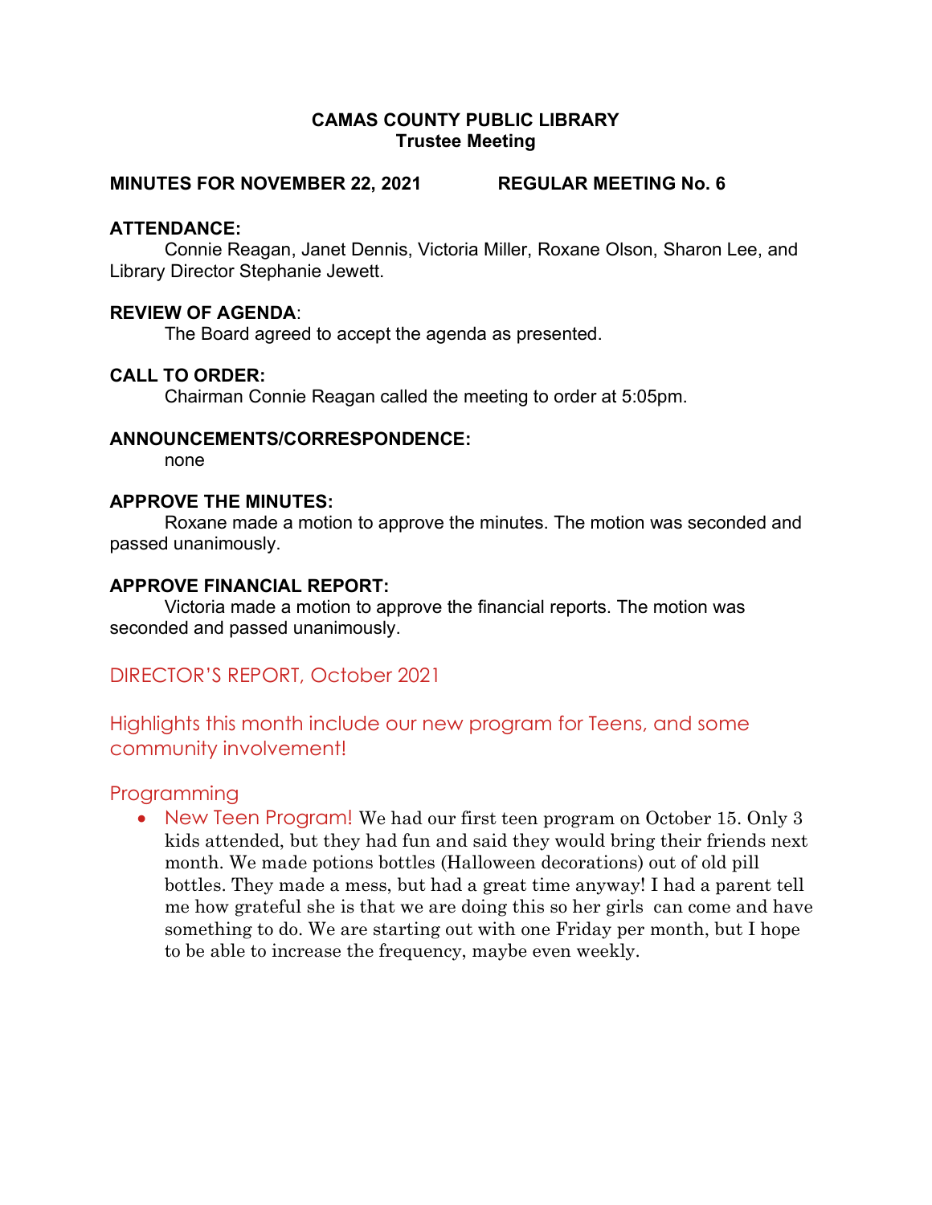# CAMAS COUNTY PUBLIC LIBRARY
## Trustee Meeting

**MINUTES FOR NOVEMBER 22, 2021 REGULAR MEETING No. 6**

**ATTENDANCE:**

Connie Reagan, Janet Dennis, Victoria Miller, Roxane Olson, Sharon Lee, and Library Director Stephanie Jewett.

**REVIEW OF AGENDA**:

The Board agreed to accept the agenda as presented.

**CALL TO ORDER:**

Chairman Connie Reagan called the meeting to order at 5:05pm.

**ANNOUNCEMENTS/CORRESPONDENCE:**

none

**APPROVE THE MINUTES:**

Roxane made a motion to approve the minutes. The motion was seconded and passed unanimously.

**APPROVE FINANCIAL REPORT:**

Victoria made a motion to approve the financial reports. The motion was seconded and passed unanimously.

## DIRECTOR'S REPORT, October 2021

### Highlights this month include our new program for Teens, and some community involvement!

### Programming

- New Teen Program! We had our first teen program on October 15. Only 3 kids attended, but they had fun and said they would bring their friends next month. We made potions bottles (Halloween decorations) out of old pill bottles. They made a mess, but had a great time anyway! I had a parent tell me how grateful she is that we are doing this so her girls can come and have something to do. We are starting out with one Friday per month, but I hope to be able to increase the frequency, maybe even weekly.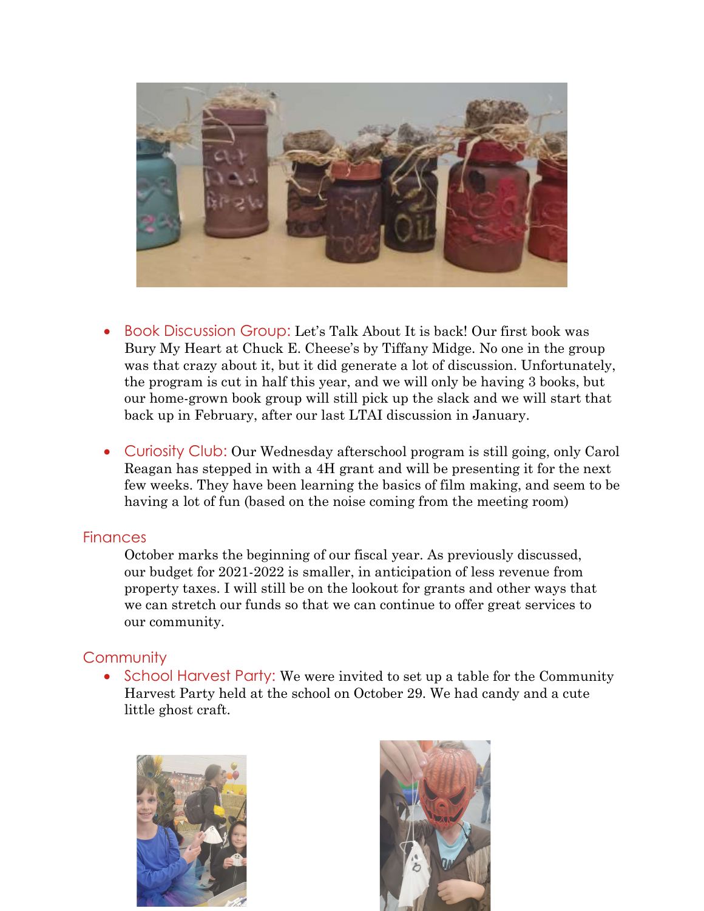- Book Discussion Group: Let's Talk About It is back! Our first book was Bury My Heart at Chuck E. Cheese's by Tiffany Midge. No one in the group was that crazy about it, but it did generate a lot of discussion. Unfortunately, the program is cut in half this year, and we will only be having 3 books, but our home-grown book group will still pick up the slack and we will start that back up in February, after our last LTAI discussion in January.

- Curiosity Club: Our Wednesday afterschool program is still going, only Carol Reagan has stepped in with a 4H grant and will be presenting it for the next few weeks. They have been learning the basics of film making, and seem to be having a lot of fun (based on the noise coming from the meeting room)

## Finances

October marks the beginning of our fiscal year. As previously discussed, our budget for 2021-2022 is smaller, in anticipation of less revenue from property taxes. I will still be on the lookout for grants and other ways that we can stretch our funds so that we can continue to offer great services to our community.

## Community

- School Harvest Party: We were invited to set up a table for the Community Harvest Party held at the school on October 29. We had candy and a cute little ghost craft.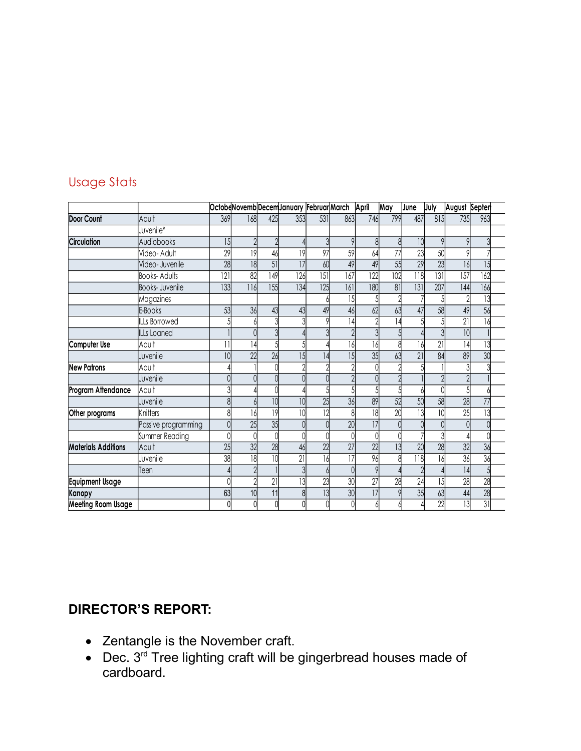## Usage Stats

| | | Octobe | Novemb | Decem | January | Februar | March | April | May | June | July | August | Septem |
|---|---|---|---|---|---|---|---|---|---|---|---|---|---|
| Door Count | Adult | 369 | 168 | 425 | 353 | 531 | 863 | 746 | 799 | 487 | 815 | 735 | 963 |
| | Juvenile* | | | | | | | | | | | | |
| Circulation | Audiobooks | 15 | 2 | 2 | 4 | 3 | 9 | 8 | 8 | 10 | 9 | 9 | 3 |
| | Video- Adult | 29 | 19 | 46 | 19 | 97 | 59 | 64 | 77 | 23 | 50 | 9 | 7 |
| | Video- Juvenile | 28 | 18 | 51 | 17 | 60 | 49 | 49 | 55 | 29 | 23 | 16 | 15 |
| | Books- Adults | 121 | 82 | 149 | 126 | 151 | 167 | 122 | 102 | 118 | 131 | 157 | 162 |
| | Books- Juvenile | 133 | 116 | 155 | 134 | 125 | 161 | 180 | 81 | 131 | 207 | 144 | 166 |
| | Magazines | | | | | 6 | 15 | 5 | 2 | 7 | 5 | 2 | 13 |
| | E-Books | 53 | 36 | 43 | 43 | 49 | 46 | 62 | 63 | 47 | 58 | 49 | 56 |
| | ILLs Borrowed | 5 | 6 | 3 | 3 | 9 | 14 | 2 | 14 | 5 | 5 | 21 | 16 |
| | ILLs Loaned | 1 | 0 | 3 | 4 | 3 | 2 | 3 | 5 | 4 | 3 | 10 | 1 |
| Computer Use | Adult | 11 | 14 | 5 | 5 | 4 | 16 | 16 | 8 | 16 | 21 | 14 | 13 |
| | Juvenile | 10 | 22 | 26 | 15 | 14 | 15 | 35 | 63 | 21 | 84 | 89 | 30 |
| New Patrons | Adult | 4 | 1 | 0 | 2 | 2 | 2 | 0 | 2 | 5 | 1 | 3 | 3 |
| | Juvenile | 0 | 0 | 0 | 0 | 0 | 2 | 0 | 2 | 1 | 2 | 2 | 1 |
| Program Attendance | Adult | 3 | 4 | 0 | 4 | 5 | 5 | 5 | 5 | 6 | 0 | 5 | 6 |
| | Juvenile | 8 | 6 | 10 | 10 | 25 | 36 | 89 | 52 | 50 | 58 | 28 | 77 |
| Other programs | Knitters | 8 | 16 | 19 | 10 | 12 | 8 | 18 | 20 | 13 | 10 | 25 | 13 |
| | Passive programming | 0 | 25 | 35 | 0 | 0 | 20 | 17 | 0 | 0 | 0 | 0 | 0 |
| | Summer Reading | 0 | 0 | 0 | 0 | 0 | 0 | 0 | 0 | 7 | 3 | 4 | 0 |
| Materials Additions | Adult | 25 | 32 | 28 | 46 | 22 | 27 | 22 | 13 | 20 | 28 | 32 | 36 |
| | Juvenile | 38 | 18 | 10 | 21 | 16 | 17 | 96 | 8 | 118 | 16 | 36 | 36 |
| | Teen | 4 | 2 | 1 | 3 | 6 | 0 | 9 | 4 | 2 | 4 | 14 | 5 |
| Equipment Usage | | 0 | 2 | 21 | 13 | 23 | 30 | 27 | 28 | 24 | 15 | 28 | 28 |
| Kanopy | | 63 | 10 | 11 | 8 | 13 | 30 | 17 | 9 | 35 | 63 | 44 | 28 |
| Meeting Room Usage | | 0 | 0 | 0 | 0 | 0 | 0 | 6 | 6 | 4 | 22 | 13 | 31 |

**DIRECTOR'S REPORT:**

- Zentangle is the November craft.
- Dec. 3rd Tree lighting craft will be gingerbread houses made of cardboard.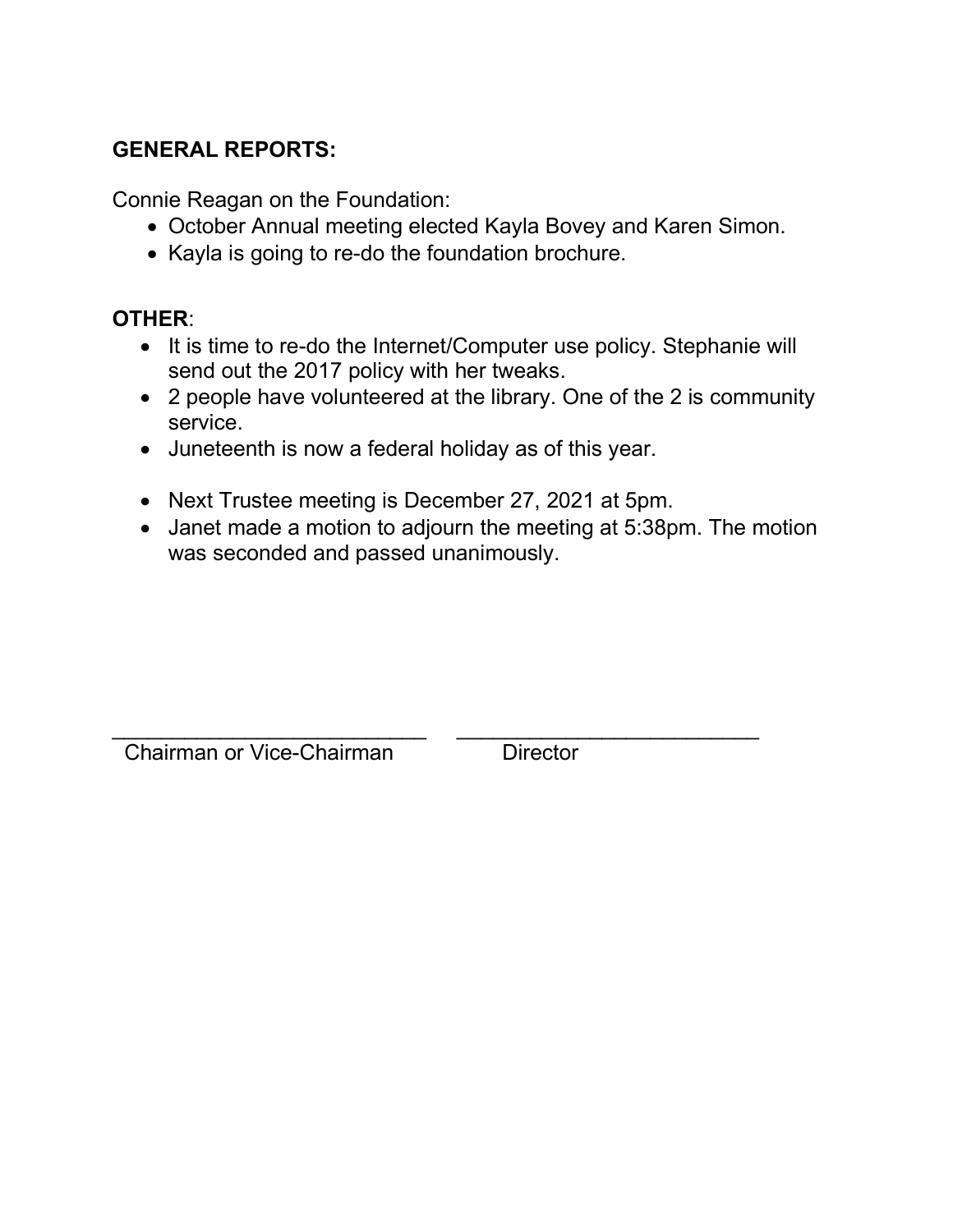**GENERAL REPORTS:**

Connie Reagan on the Foundation:

- October Annual meeting elected Kayla Bovey and Karen Simon.
- Kayla is going to re-do the foundation brochure.

**OTHER**:

- It is time to re-do the Internet/Computer use policy. Stephanie will send out the 2017 policy with her tweaks.
- 2 people have volunteered at the library. One of the 2 is community service.
- Juneteenth is now a federal holiday as of this year.

- Next Trustee meeting is December 27, 2021 at 5pm.
- Janet made a motion to adjourn the meeting at 5:38pm. The motion was seconded and passed unanimously.

\_\_\_\_\_\_\_\_\_\_\_\_\_\_\_\_\_\_\_\_\_\_\_\_\_\_\_ \_\_\_\_\_\_\_\_\_\_\_\_\_\_\_\_\_\_\_\_\_\_\_\_\_\_\_

Chairman or Vice-Chairman Director